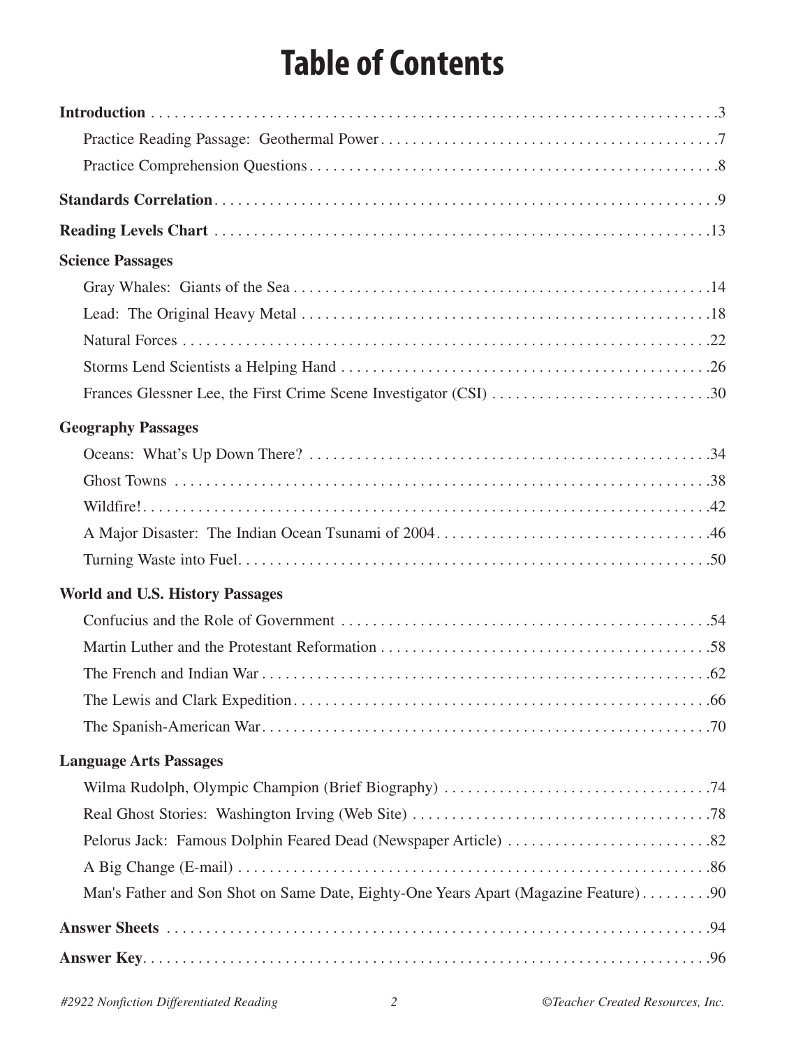# Table of Contents

**Introduction** . . . . . . . . . . . . . . . . . . . . . . . . . . . . . . . . . . . . . . . . . . . . . . . . . . . . . . . . . . . . . . . . . . . . . .3

Practice Reading Passage: Geothermal Power . . . . . . . . . . . . . . . . . . . . . . . . . . . . . . . . . . . . . . . . . . .7

Practice Comprehension Questions . . . . . . . . . . . . . . . . . . . . . . . . . . . . . . . . . . . . . . . . . . . . . . . . . . . .8

**Standards Correlation** . . . . . . . . . . . . . . . . . . . . . . . . . . . . . . . . . . . . . . . . . . . . . . . . . . . . . . . . . . . . . . . .9

**Reading Levels Chart** . . . . . . . . . . . . . . . . . . . . . . . . . . . . . . . . . . . . . . . . . . . . . . . . . . . . . . . . . . . . . . .13

**Science Passages**

Gray Whales: Giants of the Sea . . . . . . . . . . . . . . . . . . . . . . . . . . . . . . . . . . . . . . . . . . . . . . . . . . . . .14

Lead: The Original Heavy Metal . . . . . . . . . . . . . . . . . . . . . . . . . . . . . . . . . . . . . . . . . . . . . . . . . . . . .18

Natural Forces . . . . . . . . . . . . . . . . . . . . . . . . . . . . . . . . . . . . . . . . . . . . . . . . . . . . . . . . . . . . . . . . . . .22

Storms Lend Scientists a Helping Hand . . . . . . . . . . . . . . . . . . . . . . . . . . . . . . . . . . . . . . . . . . . . . . . .26

Frances Glessner Lee, the First Crime Scene Investigator (CSI) . . . . . . . . . . . . . . . . . . . . . . . . . . . .30

**Geography Passages**

Oceans: What's Up Down There? . . . . . . . . . . . . . . . . . . . . . . . . . . . . . . . . . . . . . . . . . . . . . . . . . . . .34

Ghost Towns . . . . . . . . . . . . . . . . . . . . . . . . . . . . . . . . . . . . . . . . . . . . . . . . . . . . . . . . . . . . . . . . . . . .38

Wildfire! . . . . . . . . . . . . . . . . . . . . . . . . . . . . . . . . . . . . . . . . . . . . . . . . . . . . . . . . . . . . . . . . . . . . . . . .42

A Major Disaster: The Indian Ocean Tsunami of 2004 . . . . . . . . . . . . . . . . . . . . . . . . . . . . . . . . . . .46

Turning Waste into Fuel . . . . . . . . . . . . . . . . . . . . . . . . . . . . . . . . . . . . . . . . . . . . . . . . . . . . . . . . . . . .50

**World and U.S. History Passages**

Confucius and the Role of Government . . . . . . . . . . . . . . . . . . . . . . . . . . . . . . . . . . . . . . . . . . . . . . .54

Martin Luther and the Protestant Reformation . . . . . . . . . . . . . . . . . . . . . . . . . . . . . . . . . . . . . . . . . .58

The French and Indian War . . . . . . . . . . . . . . . . . . . . . . . . . . . . . . . . . . . . . . . . . . . . . . . . . . . . . . . . .62

The Lewis and Clark Expedition . . . . . . . . . . . . . . . . . . . . . . . . . . . . . . . . . . . . . . . . . . . . . . . . . . . . .66

The Spanish-American War . . . . . . . . . . . . . . . . . . . . . . . . . . . . . . . . . . . . . . . . . . . . . . . . . . . . . . . . .70

**Language Arts Passages**

Wilma Rudolph, Olympic Champion (Brief Biography) . . . . . . . . . . . . . . . . . . . . . . . . . . . . . . . . . .74

Real Ghost Stories: Washington Irving (Web Site) . . . . . . . . . . . . . . . . . . . . . . . . . . . . . . . . . . . . . .78

Pelorus Jack: Famous Dolphin Feared Dead (Newspaper Article) . . . . . . . . . . . . . . . . . . . . . . . . . .82

A Big Change (E-mail) . . . . . . . . . . . . . . . . . . . . . . . . . . . . . . . . . . . . . . . . . . . . . . . . . . . . . . . . . . . . .86

Man's Father and Son Shot on Same Date, Eighty-One Years Apart (Magazine Feature) . . . . . . . . .90

**Answer Sheets** . . . . . . . . . . . . . . . . . . . . . . . . . . . . . . . . . . . . . . . . . . . . . . . . . . . . . . . . . . . . . . . . . . . . .94

**Answer Key** . . . . . . . . . . . . . . . . . . . . . . . . . . . . . . . . . . . . . . . . . . . . . . . . . . . . . . . . . . . . . . . . . . . . . . .96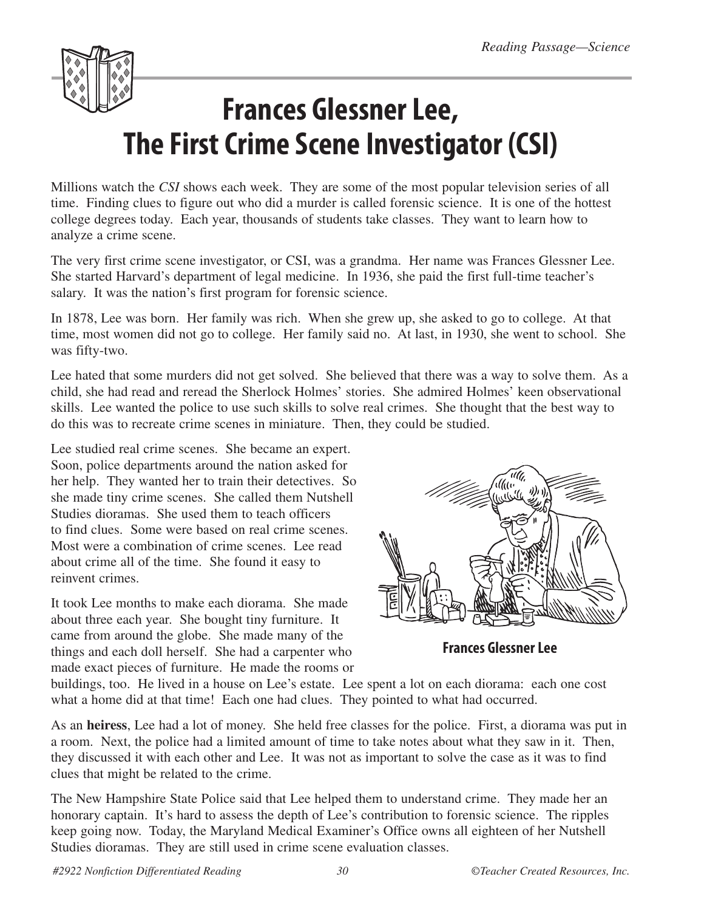# Frances Glessner Lee, The First Crime Scene Investigator (CSI)

Millions watch the *CSI* shows each week. They are some of the most popular television series of all time. Finding clues to figure out who did a murder is called forensic science. It is one of the hottest college degrees today. Each year, thousands of students take classes. They want to learn how to analyze a crime scene.

The very first crime scene investigator, or CSI, was a grandma. Her name was Frances Glessner Lee. She started Harvard's department of legal medicine. In 1936, she paid the first full-time teacher's salary. It was the nation's first program for forensic science.

In 1878, Lee was born. Her family was rich. When she grew up, she asked to go to college. At that time, most women did not go to college. Her family said no. At last, in 1930, she went to school. She was fifty-two.

Lee hated that some murders did not get solved. She believed that there was a way to solve them. As a child, she had read and reread the Sherlock Holmes' stories. She admired Holmes' keen observational skills. Lee wanted the police to use such skills to solve real crimes. She thought that the best way to do this was to recreate crime scenes in miniature. Then, they could be studied.

Lee studied real crime scenes. She became an expert. Soon, police departments around the nation asked for her help. They wanted her to train their detectives. So she made tiny crime scenes. She called them Nutshell Studies dioramas. She used them to teach officers to find clues. Some were based on real crime scenes. Most were a combination of crime scenes. Lee read about crime all of the time. She found it easy to reinvent crimes.

Frances Glessner Lee

It took Lee months to make each diorama. She made about three each year. She bought tiny furniture. It came from around the globe. She made many of the things and each doll herself. She had a carpenter who made exact pieces of furniture. He made the rooms or buildings, too. He lived in a house on Lee's estate. Lee spent a lot on each diorama: each one cost what a home did at that time! Each one had clues. They pointed to what had occurred.

As an **heiress**, Lee had a lot of money. She held free classes for the police. First, a diorama was put in a room. Next, the police had a limited amount of time to take notes about what they saw in it. Then, they discussed it with each other and Lee. It was not as important to solve the case as it was to find clues that might be related to the crime.

The New Hampshire State Police said that Lee helped them to understand crime. They made her an honorary captain. It's hard to assess the depth of Lee's contribution to forensic science. The ripples keep going now. Today, the Maryland Medical Examiner's Office owns all eighteen of her Nutshell Studies dioramas. They are still used in crime scene evaluation classes.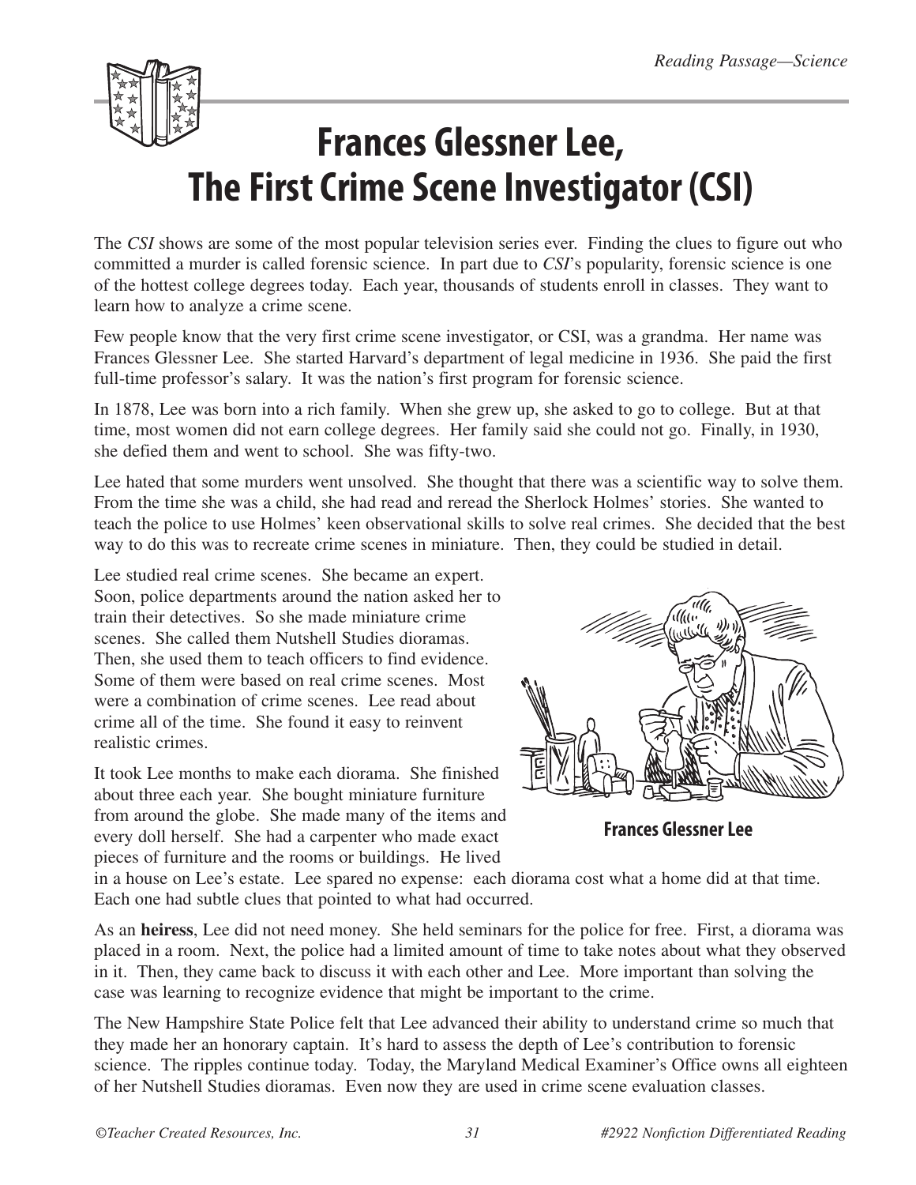# Frances Glessner Lee, The First Crime Scene Investigator (CSI)

The *CSI* shows are some of the most popular television series ever. Finding the clues to figure out who committed a murder is called forensic science. In part due to *CSI*'s popularity, forensic science is one of the hottest college degrees today. Each year, thousands of students enroll in classes. They want to learn how to analyze a crime scene.

Few people know that the very first crime scene investigator, or CSI, was a grandma. Her name was Frances Glessner Lee. She started Harvard's department of legal medicine in 1936. She paid the first full-time professor's salary. It was the nation's first program for forensic science.

In 1878, Lee was born into a rich family. When she grew up, she asked to go to college. But at that time, most women did not earn college degrees. Her family said she could not go. Finally, in 1930, she defied them and went to school. She was fifty-two.

Lee hated that some murders went unsolved. She thought that there was a scientific way to solve them. From the time she was a child, she had read and reread the Sherlock Holmes' stories. She wanted to teach the police to use Holmes' keen observational skills to solve real crimes. She decided that the best way to do this was to recreate crime scenes in miniature. Then, they could be studied in detail.

Lee studied real crime scenes. She became an expert. Soon, police departments around the nation asked her to train their detectives. So she made miniature crime scenes. She called them Nutshell Studies dioramas. Then, she used them to teach officers to find evidence. Some of them were based on real crime scenes. Most were a combination of crime scenes. Lee read about crime all of the time. She found it easy to reinvent realistic crimes.

Frances Glessner Lee

It took Lee months to make each diorama. She finished about three each year. She bought miniature furniture from around the globe. She made many of the items and every doll herself. She had a carpenter who made exact pieces of furniture and the rooms or buildings. He lived in a house on Lee's estate. Lee spared no expense: each diorama cost what a home did at that time. Each one had subtle clues that pointed to what had occurred.

As an **heiress**, Lee did not need money. She held seminars for the police for free. First, a diorama was placed in a room. Next, the police had a limited amount of time to take notes about what they observed in it. Then, they came back to discuss it with each other and Lee. More important than solving the case was learning to recognize evidence that might be important to the crime.

The New Hampshire State Police felt that Lee advanced their ability to understand crime so much that they made her an honorary captain. It's hard to assess the depth of Lee's contribution to forensic science. The ripples continue today. Today, the Maryland Medical Examiner's Office owns all eighteen of her Nutshell Studies dioramas. Even now they are used in crime scene evaluation classes.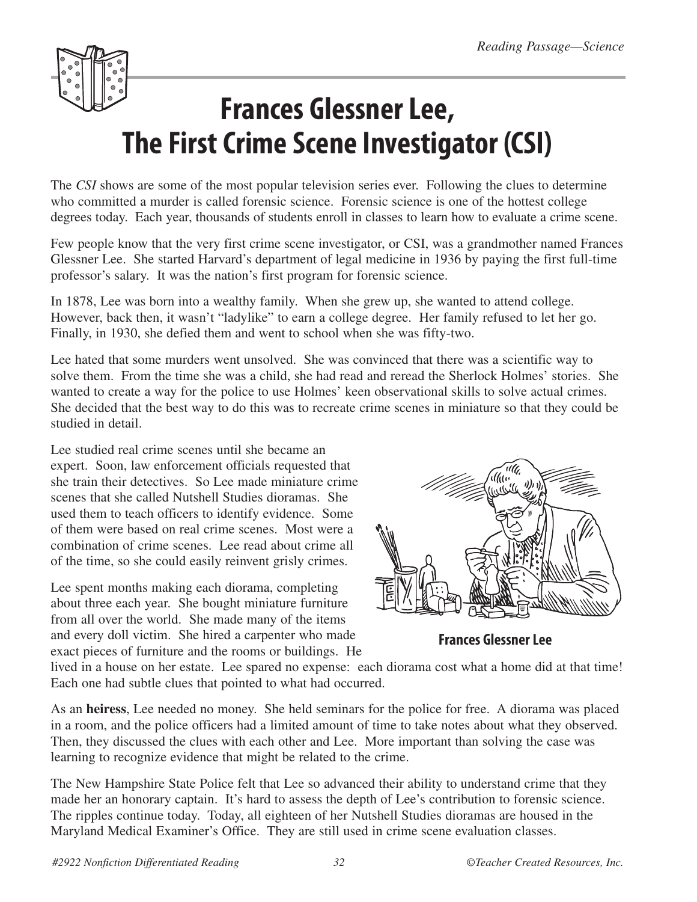# Frances Glessner Lee, The First Crime Scene Investigator (CSI)

The *CSI* shows are some of the most popular television series ever. Following the clues to determine who committed a murder is called forensic science. Forensic science is one of the hottest college degrees today. Each year, thousands of students enroll in classes to learn how to evaluate a crime scene.

Few people know that the very first crime scene investigator, or CSI, was a grandmother named Frances Glessner Lee. She started Harvard's department of legal medicine in 1936 by paying the first full-time professor's salary. It was the nation's first program for forensic science.

In 1878, Lee was born into a wealthy family. When she grew up, she wanted to attend college. However, back then, it wasn't "ladylike" to earn a college degree. Her family refused to let her go. Finally, in 1930, she defied them and went to school when she was fifty-two.

Lee hated that some murders went unsolved. She was convinced that there was a scientific way to solve them. From the time she was a child, she had read and reread the Sherlock Holmes' stories. She wanted to create a way for the police to use Holmes' keen observational skills to solve actual crimes. She decided that the best way to do this was to recreate crime scenes in miniature so that they could be studied in detail.

Lee studied real crime scenes until she became an expert. Soon, law enforcement officials requested that she train their detectives. So Lee made miniature crime scenes that she called Nutshell Studies dioramas. She used them to teach officers to identify evidence. Some of them were based on real crime scenes. Most were a combination of crime scenes. Lee read about crime all of the time, so she could easily reinvent grisly crimes.

Frances Glessner Lee

Lee spent months making each diorama, completing about three each year. She bought miniature furniture from all over the world. She made many of the items and every doll victim. She hired a carpenter who made exact pieces of furniture and the rooms or buildings. He lived in a house on her estate. Lee spared no expense: each diorama cost what a home did at that time! Each one had subtle clues that pointed to what had occurred.

As an **heiress**, Lee needed no money. She held seminars for the police for free. A diorama was placed in a room, and the police officers had a limited amount of time to take notes about what they observed. Then, they discussed the clues with each other and Lee. More important than solving the case was learning to recognize evidence that might be related to the crime.

The New Hampshire State Police felt that Lee so advanced their ability to understand crime that they made her an honorary captain. It's hard to assess the depth of Lee's contribution to forensic science. The ripples continue today. Today, all eighteen of her Nutshell Studies dioramas are housed in the Maryland Medical Examiner's Office. They are still used in crime scene evaluation classes.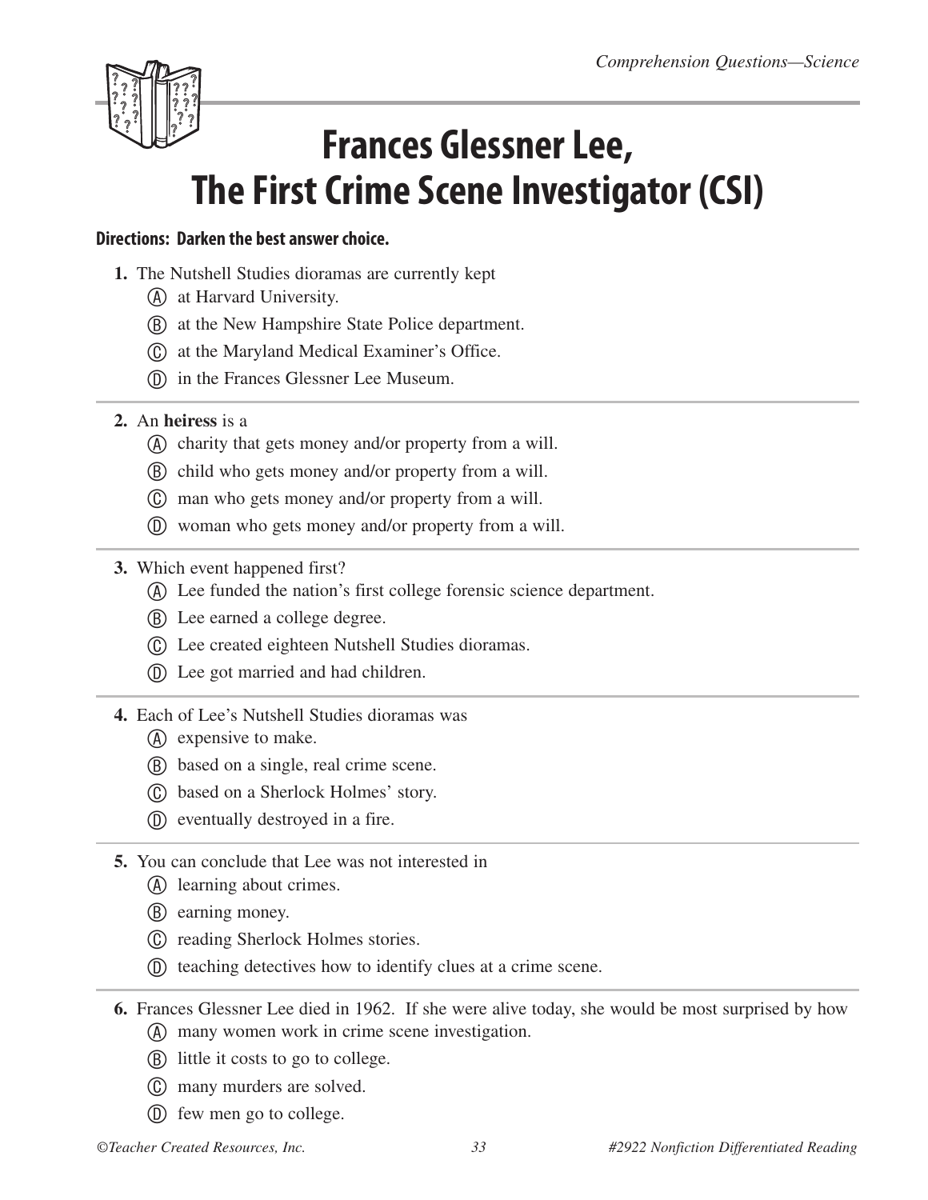# Frances Glessner Lee, The First Crime Scene Investigator (CSI)

**Directions: Darken the best answer choice.**

1. The Nutshell Studies dioramas are currently kept
   - Ⓐ at Harvard University.
   - Ⓑ at the New Hampshire State Police department.
   - Ⓒ at the Maryland Medical Examiner's Office.
   - Ⓓ in the Frances Glessner Lee Museum.

2. An **heiress** is a
   - Ⓐ charity that gets money and/or property from a will.
   - Ⓑ child who gets money and/or property from a will.
   - Ⓒ man who gets money and/or property from a will.
   - Ⓓ woman who gets money and/or property from a will.

3. Which event happened first?
   - Ⓐ Lee funded the nation's first college forensic science department.
   - Ⓑ Lee earned a college degree.
   - Ⓒ Lee created eighteen Nutshell Studies dioramas.
   - Ⓓ Lee got married and had children.

4. Each of Lee's Nutshell Studies dioramas was
   - Ⓐ expensive to make.
   - Ⓑ based on a single, real crime scene.
   - Ⓒ based on a Sherlock Holmes' story.
   - Ⓓ eventually destroyed in a fire.

5. You can conclude that Lee was not interested in
   - Ⓐ learning about crimes.
   - Ⓑ earning money.
   - Ⓒ reading Sherlock Holmes stories.
   - Ⓓ teaching detectives how to identify clues at a crime scene.

6. Frances Glessner Lee died in 1962. If she were alive today, she would be most surprised by how
   - Ⓐ many women work in crime scene investigation.
   - Ⓑ little it costs to go to college.
   - Ⓒ many murders are solved.
   - Ⓓ few men go to college.